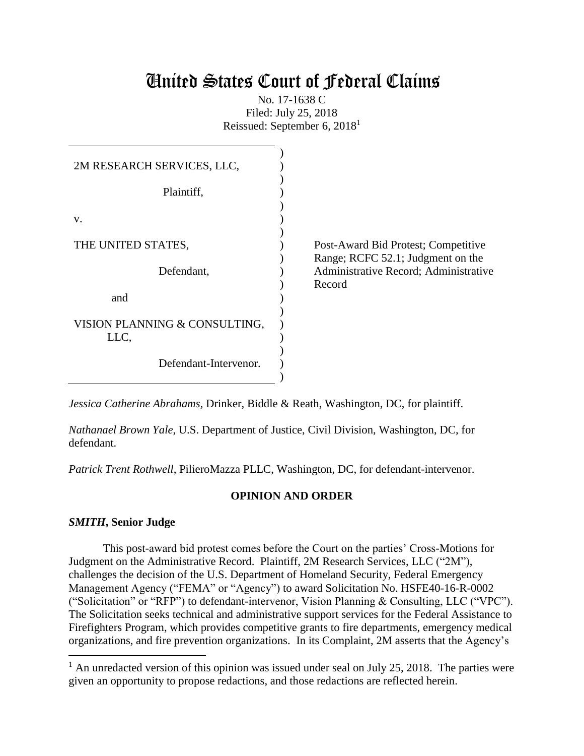# United States Court of Federal Claims

No. 17-1638 C
Filed: July 25, 2018
Reissued: September 6, 2018[1]

| | |
|---|---|
| 2M RESEARCH SERVICES, LLC,<br><br>Plaintiff,<br><br>v.<br><br>THE UNITED STATES,<br><br>Defendant,<br><br>and<br><br>VISION PLANNING & CONSULTING, LLC,<br><br>Defendant-Intervenor. | Post-Award Bid Protest; Competitive Range; RCFC 52.1; Judgment on the Administrative Record; Administrative Record |

*Jessica Catherine Abrahams*, Drinker, Biddle & Reath, Washington, DC, for plaintiff.

*Nathanael Brown Yale*, U.S. Department of Justice, Civil Division, Washington, DC, for defendant.

*Patrick Trent Rothwell*, PilieroMazza PLLC, Washington, DC, for defendant-intervenor.

**OPINION AND ORDER**

***SMITH*, Senior Judge**

This post-award bid protest comes before the Court on the parties' Cross-Motions for Judgment on the Administrative Record. Plaintiff, 2M Research Services, LLC ("2M"), challenges the decision of the U.S. Department of Homeland Security, Federal Emergency Management Agency ("FEMA" or "Agency") to award Solicitation No. HSFE40-16-R-0002 ("Solicitation" or "RFP") to defendant-intervenor, Vision Planning & Consulting, LLC ("VPC"). The Solicitation seeks technical and administrative support services for the Federal Assistance to Firefighters Program, which provides competitive grants to fire departments, emergency medical organizations, and fire prevention organizations. In its Complaint, 2M asserts that the Agency's

[1] An unredacted version of this opinion was issued under seal on July 25, 2018. The parties were given an opportunity to propose redactions, and those redactions are reflected herein.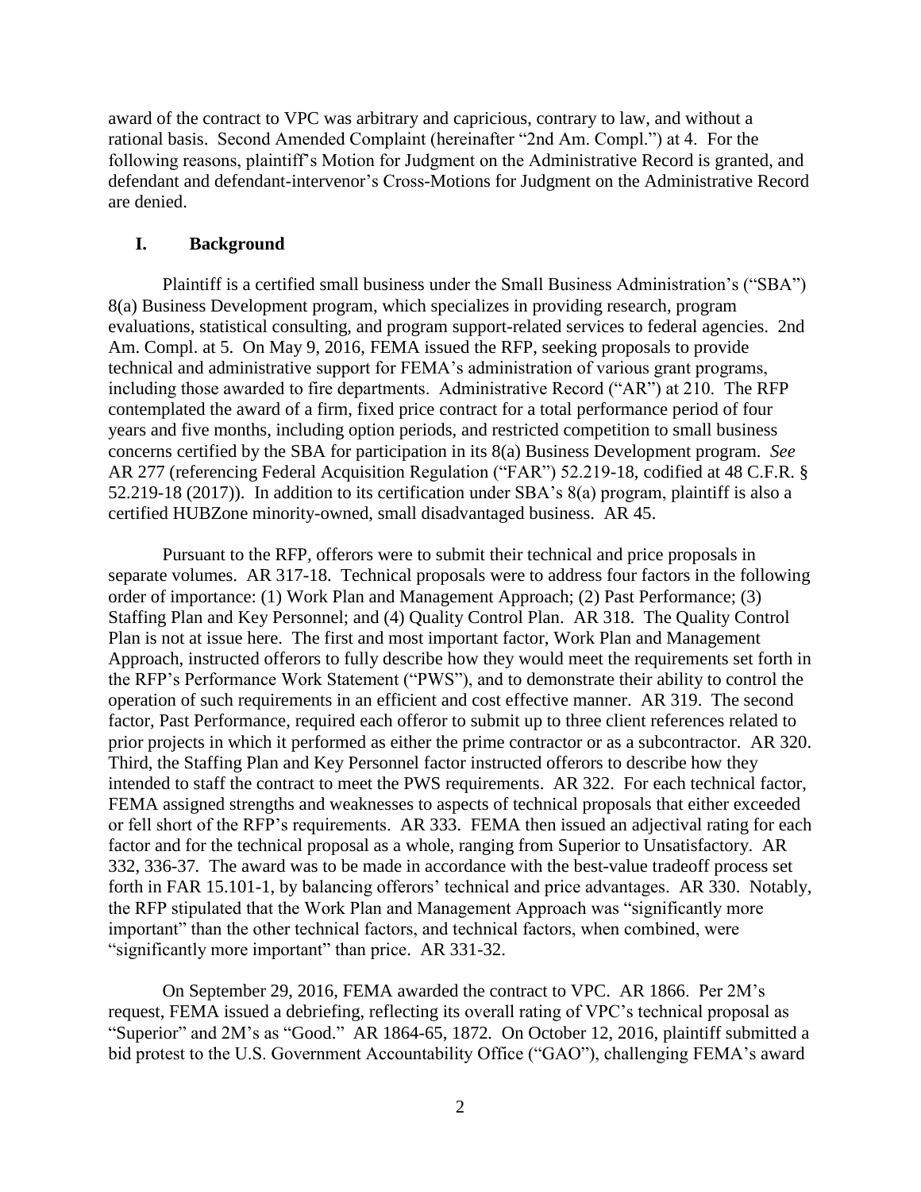award of the contract to VPC was arbitrary and capricious, contrary to law, and without a rational basis. Second Amended Complaint (hereinafter "2nd Am. Compl.") at 4. For the following reasons, plaintiff's Motion for Judgment on the Administrative Record is granted, and defendant and defendant-intervenor's Cross-Motions for Judgment on the Administrative Record are denied.

## I. Background

Plaintiff is a certified small business under the Small Business Administration's ("SBA") 8(a) Business Development program, which specializes in providing research, program evaluations, statistical consulting, and program support-related services to federal agencies. 2nd Am. Compl. at 5. On May 9, 2016, FEMA issued the RFP, seeking proposals to provide technical and administrative support for FEMA's administration of various grant programs, including those awarded to fire departments. Administrative Record ("AR") at 210. The RFP contemplated the award of a firm, fixed price contract for a total performance period of four years and five months, including option periods, and restricted competition to small business concerns certified by the SBA for participation in its 8(a) Business Development program. *See* AR 277 (referencing Federal Acquisition Regulation ("FAR") 52.219-18, codified at 48 C.F.R. § 52.219-18 (2017)). In addition to its certification under SBA's 8(a) program, plaintiff is also a certified HUBZone minority-owned, small disadvantaged business. AR 45.

Pursuant to the RFP, offerors were to submit their technical and price proposals in separate volumes. AR 317-18. Technical proposals were to address four factors in the following order of importance: (1) Work Plan and Management Approach; (2) Past Performance; (3) Staffing Plan and Key Personnel; and (4) Quality Control Plan. AR 318. The Quality Control Plan is not at issue here. The first and most important factor, Work Plan and Management Approach, instructed offerors to fully describe how they would meet the requirements set forth in the RFP's Performance Work Statement ("PWS"), and to demonstrate their ability to control the operation of such requirements in an efficient and cost effective manner. AR 319. The second factor, Past Performance, required each offeror to submit up to three client references related to prior projects in which it performed as either the prime contractor or as a subcontractor. AR 320. Third, the Staffing Plan and Key Personnel factor instructed offerors to describe how they intended to staff the contract to meet the PWS requirements. AR 322. For each technical factor, FEMA assigned strengths and weaknesses to aspects of technical proposals that either exceeded or fell short of the RFP's requirements. AR 333. FEMA then issued an adjectival rating for each factor and for the technical proposal as a whole, ranging from Superior to Unsatisfactory. AR 332, 336-37. The award was to be made in accordance with the best-value tradeoff process set forth in FAR 15.101-1, by balancing offerors' technical and price advantages. AR 330. Notably, the RFP stipulated that the Work Plan and Management Approach was "significantly more important" than the other technical factors, and technical factors, when combined, were "significantly more important" than price. AR 331-32.

On September 29, 2016, FEMA awarded the contract to VPC. AR 1866. Per 2M's request, FEMA issued a debriefing, reflecting its overall rating of VPC's technical proposal as "Superior" and 2M's as "Good." AR 1864-65, 1872. On October 12, 2016, plaintiff submitted a bid protest to the U.S. Government Accountability Office ("GAO"), challenging FEMA's award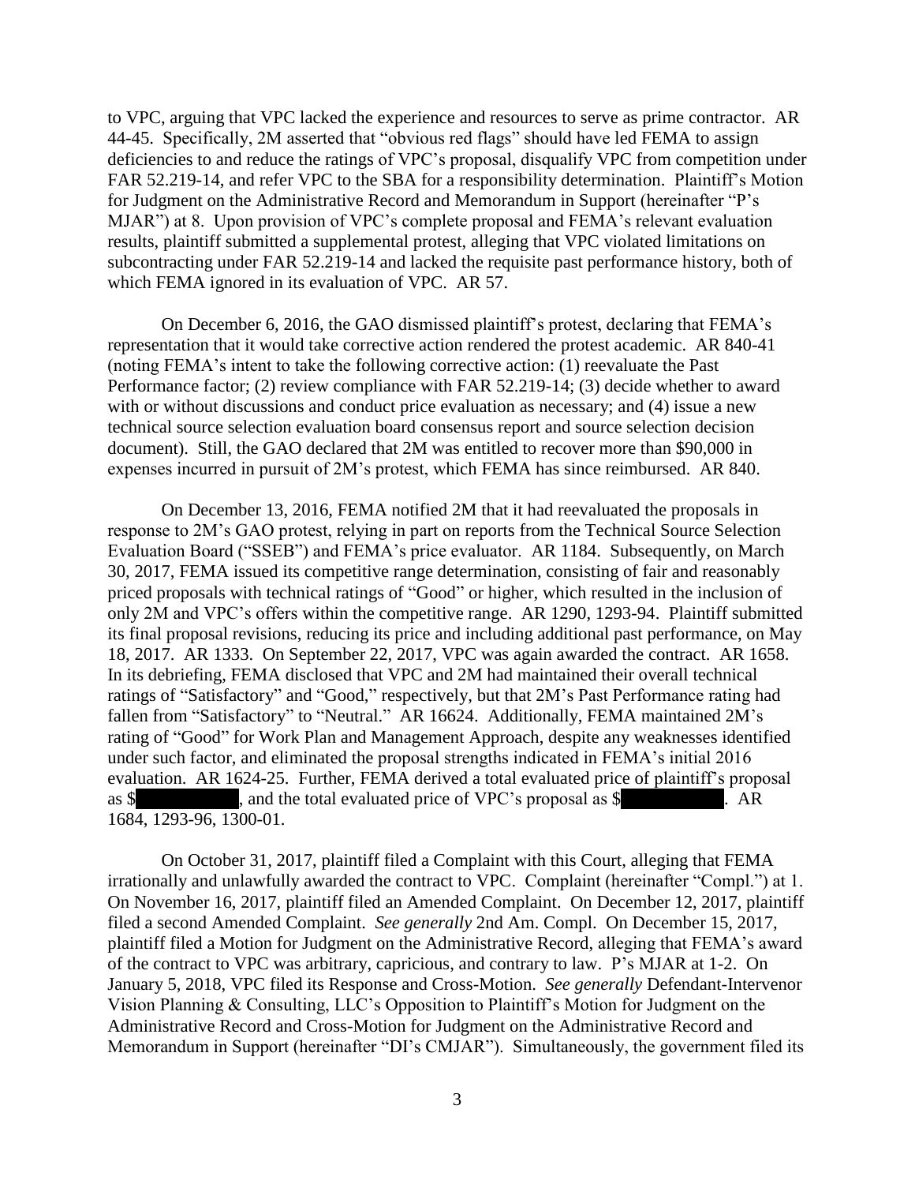to VPC, arguing that VPC lacked the experience and resources to serve as prime contractor. AR 44-45. Specifically, 2M asserted that "obvious red flags" should have led FEMA to assign deficiencies to and reduce the ratings of VPC's proposal, disqualify VPC from competition under FAR 52.219-14, and refer VPC to the SBA for a responsibility determination. Plaintiff's Motion for Judgment on the Administrative Record and Memorandum in Support (hereinafter "P's MJAR") at 8. Upon provision of VPC's complete proposal and FEMA's relevant evaluation results, plaintiff submitted a supplemental protest, alleging that VPC violated limitations on subcontracting under FAR 52.219-14 and lacked the requisite past performance history, both of which FEMA ignored in its evaluation of VPC. AR 57.

On December 6, 2016, the GAO dismissed plaintiff's protest, declaring that FEMA's representation that it would take corrective action rendered the protest academic. AR 840-41 (noting FEMA's intent to take the following corrective action: (1) reevaluate the Past Performance factor; (2) review compliance with FAR 52.219-14; (3) decide whether to award with or without discussions and conduct price evaluation as necessary; and (4) issue a new technical source selection evaluation board consensus report and source selection decision document). Still, the GAO declared that 2M was entitled to recover more than $90,000 in expenses incurred in pursuit of 2M's protest, which FEMA has since reimbursed. AR 840.

On December 13, 2016, FEMA notified 2M that it had reevaluated the proposals in response to 2M's GAO protest, relying in part on reports from the Technical Source Selection Evaluation Board ("SSEB") and FEMA's price evaluator. AR 1184. Subsequently, on March 30, 2017, FEMA issued its competitive range determination, consisting of fair and reasonably priced proposals with technical ratings of "Good" or higher, which resulted in the inclusion of only 2M and VPC's offers within the competitive range. AR 1290, 1293-94. Plaintiff submitted its final proposal revisions, reducing its price and including additional past performance, on May 18, 2017. AR 1333. On September 22, 2017, VPC was again awarded the contract. AR 1658. In its debriefing, FEMA disclosed that VPC and 2M had maintained their overall technical ratings of "Satisfactory" and "Good," respectively, but that 2M's Past Performance rating had fallen from "Satisfactory" to "Neutral." AR 16624. Additionally, FEMA maintained 2M's rating of "Good" for Work Plan and Management Approach, despite any weaknesses identified under such factor, and eliminated the proposal strengths indicated in FEMA's initial 2016 evaluation. AR 1624-25. Further, FEMA derived a total evaluated price of plaintiff's proposal as $██████████, and the total evaluated price of VPC's proposal as $██████████. AR 1684, 1293-96, 1300-01.

On October 31, 2017, plaintiff filed a Complaint with this Court, alleging that FEMA irrationally and unlawfully awarded the contract to VPC. Complaint (hereinafter "Compl.") at 1. On November 16, 2017, plaintiff filed an Amended Complaint. On December 12, 2017, plaintiff filed a second Amended Complaint. *See generally* 2nd Am. Compl. On December 15, 2017, plaintiff filed a Motion for Judgment on the Administrative Record, alleging that FEMA's award of the contract to VPC was arbitrary, capricious, and contrary to law. P's MJAR at 1-2. On January 5, 2018, VPC filed its Response and Cross-Motion. *See generally* Defendant-Intervenor Vision Planning & Consulting, LLC's Opposition to Plaintiff's Motion for Judgment on the Administrative Record and Cross-Motion for Judgment on the Administrative Record and Memorandum in Support (hereinafter "DI's CMJAR"). Simultaneously, the government filed its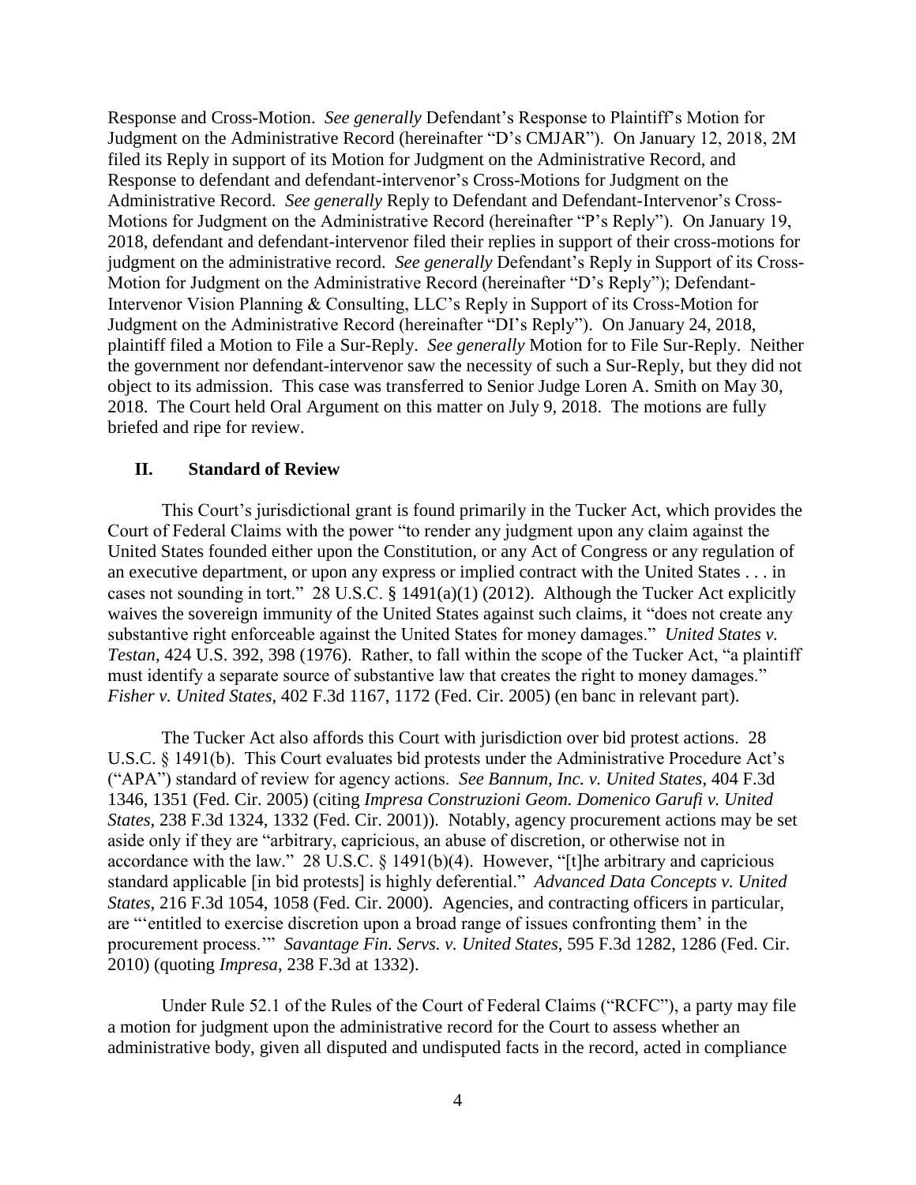Response and Cross-Motion. *See generally* Defendant's Response to Plaintiff's Motion for Judgment on the Administrative Record (hereinafter "D's CMJAR"). On January 12, 2018, 2M filed its Reply in support of its Motion for Judgment on the Administrative Record, and Response to defendant and defendant-intervenor's Cross-Motions for Judgment on the Administrative Record. *See generally* Reply to Defendant and Defendant-Intervenor's Cross-Motions for Judgment on the Administrative Record (hereinafter "P's Reply"). On January 19, 2018, defendant and defendant-intervenor filed their replies in support of their cross-motions for judgment on the administrative record. *See generally* Defendant's Reply in Support of its Cross-Motion for Judgment on the Administrative Record (hereinafter "D's Reply"); Defendant-Intervenor Vision Planning & Consulting, LLC's Reply in Support of its Cross-Motion for Judgment on the Administrative Record (hereinafter "DI's Reply"). On January 24, 2018, plaintiff filed a Motion to File a Sur-Reply. *See generally* Motion for to File Sur-Reply. Neither the government nor defendant-intervenor saw the necessity of such a Sur-Reply, but they did not object to its admission. This case was transferred to Senior Judge Loren A. Smith on May 30, 2018. The Court held Oral Argument on this matter on July 9, 2018. The motions are fully briefed and ripe for review.

## II. Standard of Review

This Court's jurisdictional grant is found primarily in the Tucker Act, which provides the Court of Federal Claims with the power "to render any judgment upon any claim against the United States founded either upon the Constitution, or any Act of Congress or any regulation of an executive department, or upon any express or implied contract with the United States . . . in cases not sounding in tort." 28 U.S.C. § 1491(a)(1) (2012). Although the Tucker Act explicitly waives the sovereign immunity of the United States against such claims, it "does not create any substantive right enforceable against the United States for money damages." *United States v. Testan*, 424 U.S. 392, 398 (1976). Rather, to fall within the scope of the Tucker Act, "a plaintiff must identify a separate source of substantive law that creates the right to money damages." *Fisher v. United States*, 402 F.3d 1167, 1172 (Fed. Cir. 2005) (en banc in relevant part).

The Tucker Act also affords this Court with jurisdiction over bid protest actions. 28 U.S.C. § 1491(b). This Court evaluates bid protests under the Administrative Procedure Act's ("APA") standard of review for agency actions. *See Bannum, Inc. v. United States*, 404 F.3d 1346, 1351 (Fed. Cir. 2005) (citing *Impresa Construzioni Geom. Domenico Garufi v. United States*, 238 F.3d 1324, 1332 (Fed. Cir. 2001)). Notably, agency procurement actions may be set aside only if they are "arbitrary, capricious, an abuse of discretion, or otherwise not in accordance with the law." 28 U.S.C. § 1491(b)(4). However, "[t]he arbitrary and capricious standard applicable [in bid protests] is highly deferential." *Advanced Data Concepts v. United States*, 216 F.3d 1054, 1058 (Fed. Cir. 2000). Agencies, and contracting officers in particular, are "'entitled to exercise discretion upon a broad range of issues confronting them' in the procurement process.'" *Savantage Fin. Servs. v. United States*, 595 F.3d 1282, 1286 (Fed. Cir. 2010) (quoting *Impresa*, 238 F.3d at 1332).

Under Rule 52.1 of the Rules of the Court of Federal Claims ("RCFC"), a party may file a motion for judgment upon the administrative record for the Court to assess whether an administrative body, given all disputed and undisputed facts in the record, acted in compliance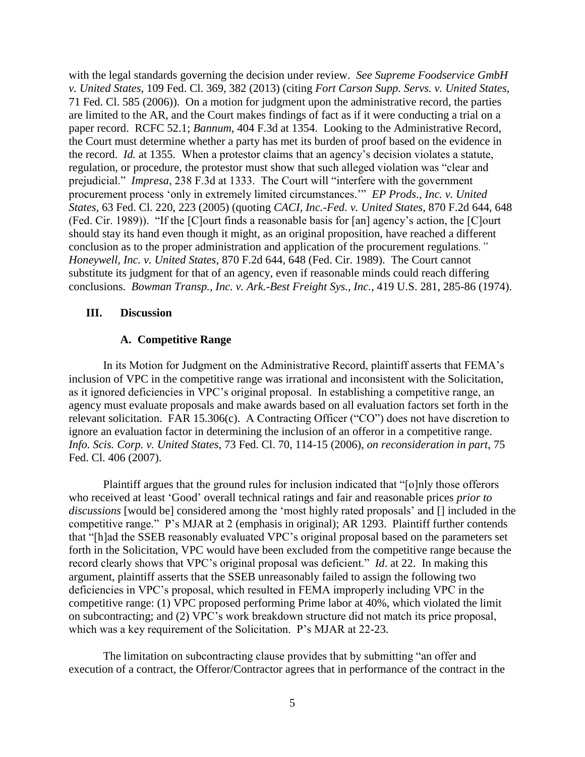with the legal standards governing the decision under review. *See Supreme Foodservice GmbH v. United States*, 109 Fed. Cl. 369, 382 (2013) (citing *Fort Carson Supp. Servs. v. United States*, 71 Fed. Cl. 585 (2006)). On a motion for judgment upon the administrative record, the parties are limited to the AR, and the Court makes findings of fact as if it were conducting a trial on a paper record. RCFC 52.1; *Bannum*, 404 F.3d at 1354. Looking to the Administrative Record, the Court must determine whether a party has met its burden of proof based on the evidence in the record. *Id.* at 1355. When a protestor claims that an agency's decision violates a statute, regulation, or procedure, the protestor must show that such alleged violation was "clear and prejudicial." *Impresa*, 238 F.3d at 1333. The Court will "interfere with the government procurement process 'only in extremely limited circumstances.'" *EP Prods., Inc. v. United States*, 63 Fed. Cl. 220, 223 (2005) (quoting *CACI, Inc.-Fed. v. United States*, 870 F.2d 644, 648 (Fed. Cir. 1989)). "If the [C]ourt finds a reasonable basis for [an] agency's action, the [C]ourt should stay its hand even though it might, as an original proposition, have reached a different conclusion as to the proper administration and application of the procurement regulations*."* *Honeywell, Inc. v. United States*, 870 F.2d 644, 648 (Fed. Cir. 1989). The Court cannot substitute its judgment for that of an agency, even if reasonable minds could reach differing conclusions. *Bowman Transp., Inc. v. Ark.-Best Freight Sys., Inc.*, 419 U.S. 281, 285-86 (1974).

## III. Discussion

### A. Competitive Range

In its Motion for Judgment on the Administrative Record, plaintiff asserts that FEMA's inclusion of VPC in the competitive range was irrational and inconsistent with the Solicitation, as it ignored deficiencies in VPC's original proposal. In establishing a competitive range, an agency must evaluate proposals and make awards based on all evaluation factors set forth in the relevant solicitation. FAR 15.306(c). A Contracting Officer ("CO") does not have discretion to ignore an evaluation factor in determining the inclusion of an offeror in a competitive range. *Info. Scis. Corp. v. United States*, 73 Fed. Cl. 70, 114-15 (2006), *on reconsideration in part*, 75 Fed. Cl. 406 (2007).

Plaintiff argues that the ground rules for inclusion indicated that "[o]nly those offerors who received at least 'Good' overall technical ratings and fair and reasonable prices *prior to discussions* [would be] considered among the 'most highly rated proposals' and [] included in the competitive range." P's MJAR at 2 (emphasis in original); AR 1293. Plaintiff further contends that "[h]ad the SSEB reasonably evaluated VPC's original proposal based on the parameters set forth in the Solicitation, VPC would have been excluded from the competitive range because the record clearly shows that VPC's original proposal was deficient." *Id*. at 22. In making this argument, plaintiff asserts that the SSEB unreasonably failed to assign the following two deficiencies in VPC's proposal, which resulted in FEMA improperly including VPC in the competitive range: (1) VPC proposed performing Prime labor at 40%, which violated the limit on subcontracting; and (2) VPC's work breakdown structure did not match its price proposal, which was a key requirement of the Solicitation. P's MJAR at 22-23.

The limitation on subcontracting clause provides that by submitting "an offer and execution of a contract, the Offeror/Contractor agrees that in performance of the contract in the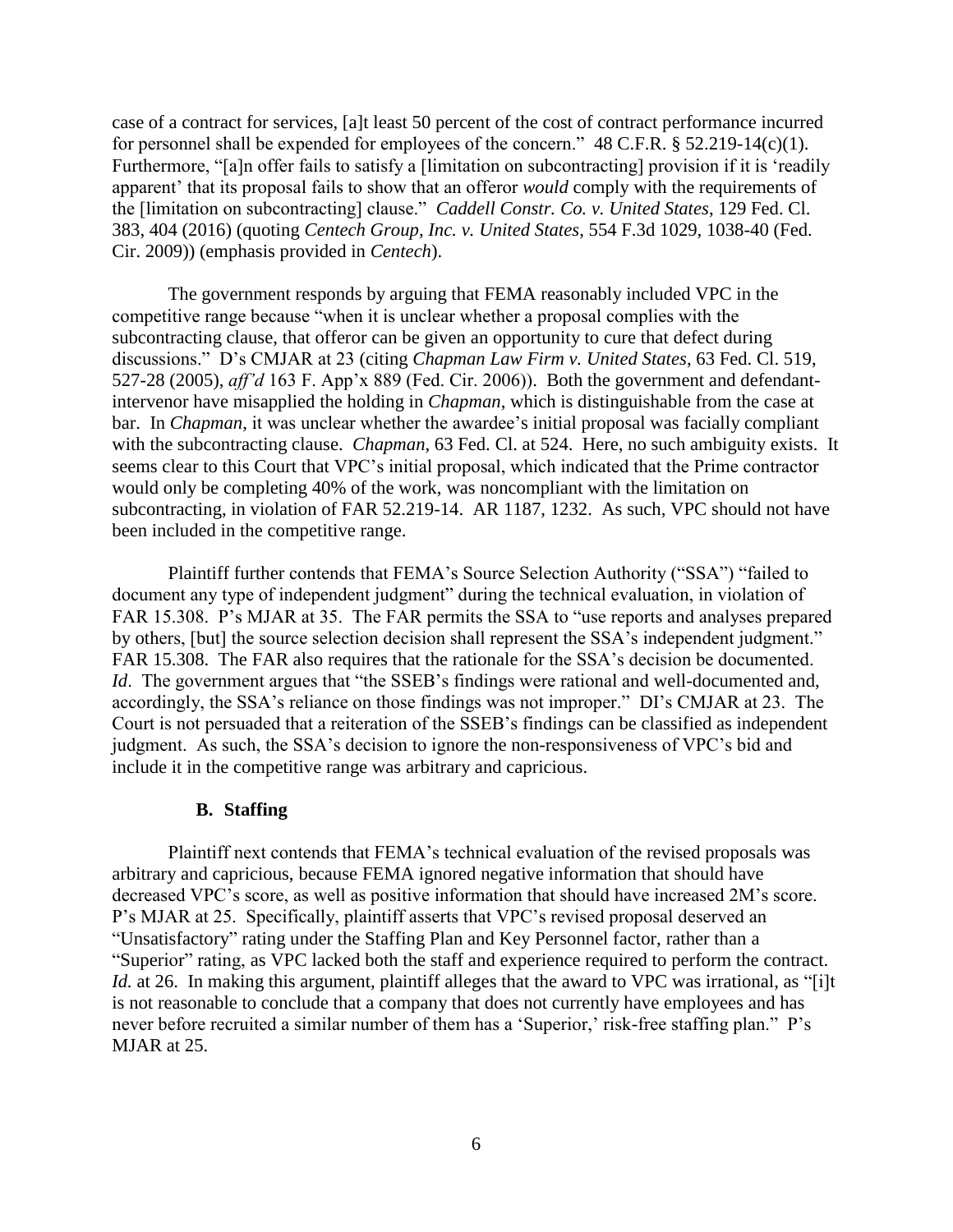case of a contract for services, [a]t least 50 percent of the cost of contract performance incurred for personnel shall be expended for employees of the concern." 48 C.F.R. § 52.219-14(c)(1). Furthermore, "[a]n offer fails to satisfy a [limitation on subcontracting] provision if it is 'readily apparent' that its proposal fails to show that an offeror *would* comply with the requirements of the [limitation on subcontracting] clause." *Caddell Constr. Co. v. United States*, 129 Fed. Cl. 383, 404 (2016) (quoting *Centech Group, Inc. v. United States*, 554 F.3d 1029, 1038-40 (Fed. Cir. 2009)) (emphasis provided in *Centech*).

The government responds by arguing that FEMA reasonably included VPC in the competitive range because "when it is unclear whether a proposal complies with the subcontracting clause, that offeror can be given an opportunity to cure that defect during discussions." D's CMJAR at 23 (citing *Chapman Law Firm v. United States*, 63 Fed. Cl. 519, 527-28 (2005), *aff'd* 163 F. App'x 889 (Fed. Cir. 2006)). Both the government and defendant-intervenor have misapplied the holding in *Chapman*, which is distinguishable from the case at bar. In *Chapman*, it was unclear whether the awardee's initial proposal was facially compliant with the subcontracting clause. *Chapman*, 63 Fed. Cl. at 524. Here, no such ambiguity exists. It seems clear to this Court that VPC's initial proposal, which indicated that the Prime contractor would only be completing 40% of the work, was noncompliant with the limitation on subcontracting, in violation of FAR 52.219-14. AR 1187, 1232. As such, VPC should not have been included in the competitive range.

Plaintiff further contends that FEMA's Source Selection Authority ("SSA") "failed to document any type of independent judgment" during the technical evaluation, in violation of FAR 15.308. P's MJAR at 35. The FAR permits the SSA to "use reports and analyses prepared by others, [but] the source selection decision shall represent the SSA's independent judgment." FAR 15.308. The FAR also requires that the rationale for the SSA's decision be documented. *Id*. The government argues that "the SSEB's findings were rational and well-documented and, accordingly, the SSA's reliance on those findings was not improper." DI's CMJAR at 23. The Court is not persuaded that a reiteration of the SSEB's findings can be classified as independent judgment. As such, the SSA's decision to ignore the non-responsiveness of VPC's bid and include it in the competitive range was arbitrary and capricious.

### B. Staffing

Plaintiff next contends that FEMA's technical evaluation of the revised proposals was arbitrary and capricious, because FEMA ignored negative information that should have decreased VPC's score, as well as positive information that should have increased 2M's score. P's MJAR at 25. Specifically, plaintiff asserts that VPC's revised proposal deserved an "Unsatisfactory" rating under the Staffing Plan and Key Personnel factor, rather than a "Superior" rating, as VPC lacked both the staff and experience required to perform the contract. *Id.* at 26. In making this argument, plaintiff alleges that the award to VPC was irrational, as "[i]t is not reasonable to conclude that a company that does not currently have employees and has never before recruited a similar number of them has a 'Superior,' risk-free staffing plan." P's MJAR at 25.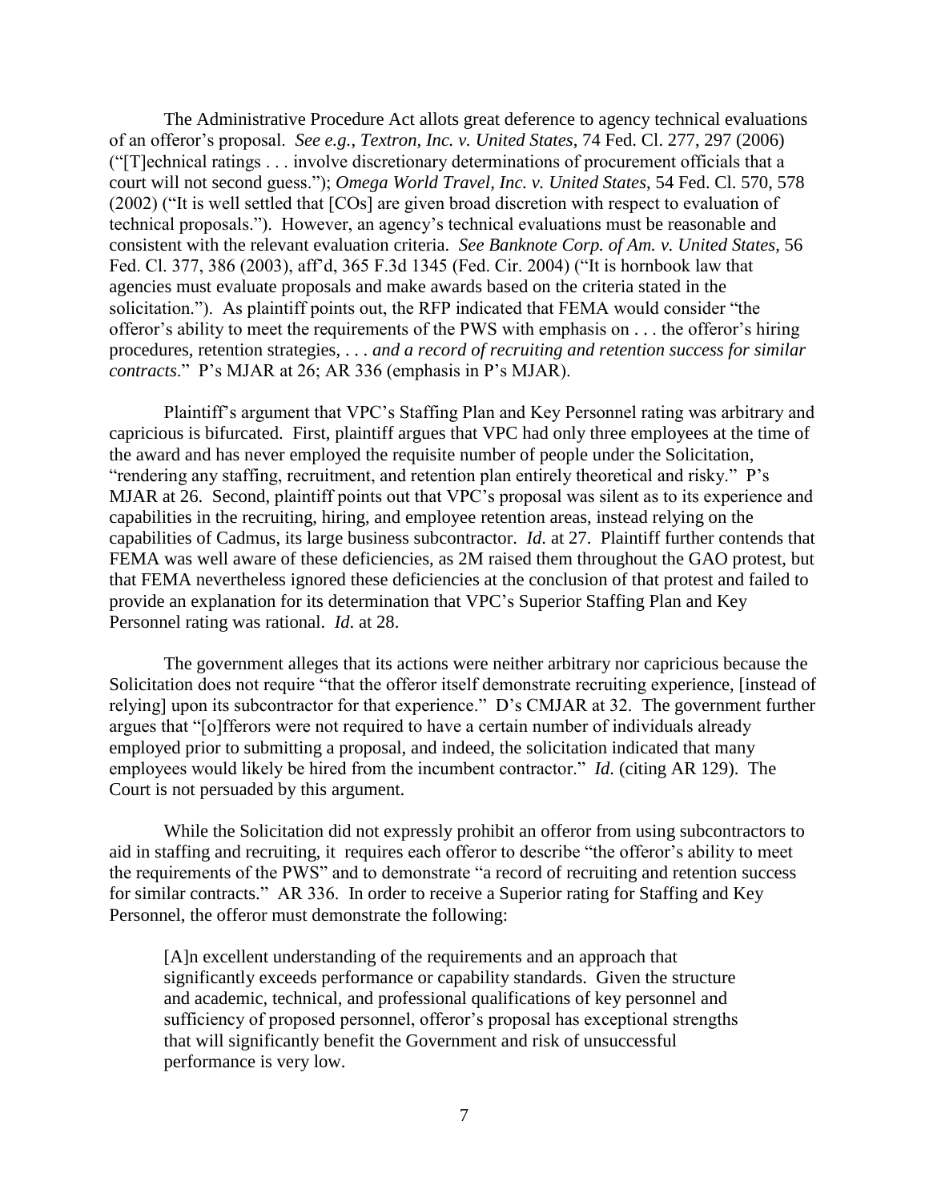The Administrative Procedure Act allots great deference to agency technical evaluations of an offeror's proposal. *See e.g., Textron, Inc. v. United States*, 74 Fed. Cl. 277, 297 (2006) ("[T]echnical ratings . . . involve discretionary determinations of procurement officials that a court will not second guess."); *Omega World Travel, Inc. v. United States*, 54 Fed. Cl. 570, 578 (2002) ("It is well settled that [COs] are given broad discretion with respect to evaluation of technical proposals."). However, an agency's technical evaluations must be reasonable and consistent with the relevant evaluation criteria. *See Banknote Corp. of Am. v. United States*, 56 Fed. Cl. 377, 386 (2003), aff'd, 365 F.3d 1345 (Fed. Cir. 2004) ("It is hornbook law that agencies must evaluate proposals and make awards based on the criteria stated in the solicitation."). As plaintiff points out, the RFP indicated that FEMA would consider "the offeror's ability to meet the requirements of the PWS with emphasis on . . . the offeror's hiring procedures, retention strategies, . . . *and a record of recruiting and retention success for similar contracts*." P's MJAR at 26; AR 336 (emphasis in P's MJAR).

Plaintiff's argument that VPC's Staffing Plan and Key Personnel rating was arbitrary and capricious is bifurcated. First, plaintiff argues that VPC had only three employees at the time of the award and has never employed the requisite number of people under the Solicitation, "rendering any staffing, recruitment, and retention plan entirely theoretical and risky." P's MJAR at 26. Second, plaintiff points out that VPC's proposal was silent as to its experience and capabilities in the recruiting, hiring, and employee retention areas, instead relying on the capabilities of Cadmus, its large business subcontractor. *Id.* at 27. Plaintiff further contends that FEMA was well aware of these deficiencies, as 2M raised them throughout the GAO protest, but that FEMA nevertheless ignored these deficiencies at the conclusion of that protest and failed to provide an explanation for its determination that VPC's Superior Staffing Plan and Key Personnel rating was rational. *Id.* at 28.

The government alleges that its actions were neither arbitrary nor capricious because the Solicitation does not require "that the offeror itself demonstrate recruiting experience, [instead of relying] upon its subcontractor for that experience." D's CMJAR at 32. The government further argues that "[o]fferors were not required to have a certain number of individuals already employed prior to submitting a proposal, and indeed, the solicitation indicated that many employees would likely be hired from the incumbent contractor." *Id.* (citing AR 129). The Court is not persuaded by this argument.

While the Solicitation did not expressly prohibit an offeror from using subcontractors to aid in staffing and recruiting, it requires each offeror to describe "the offeror's ability to meet the requirements of the PWS" and to demonstrate "a record of recruiting and retention success for similar contracts." AR 336. In order to receive a Superior rating for Staffing and Key Personnel, the offeror must demonstrate the following:

> [A]n excellent understanding of the requirements and an approach that significantly exceeds performance or capability standards. Given the structure and academic, technical, and professional qualifications of key personnel and sufficiency of proposed personnel, offeror's proposal has exceptional strengths that will significantly benefit the Government and risk of unsuccessful performance is very low.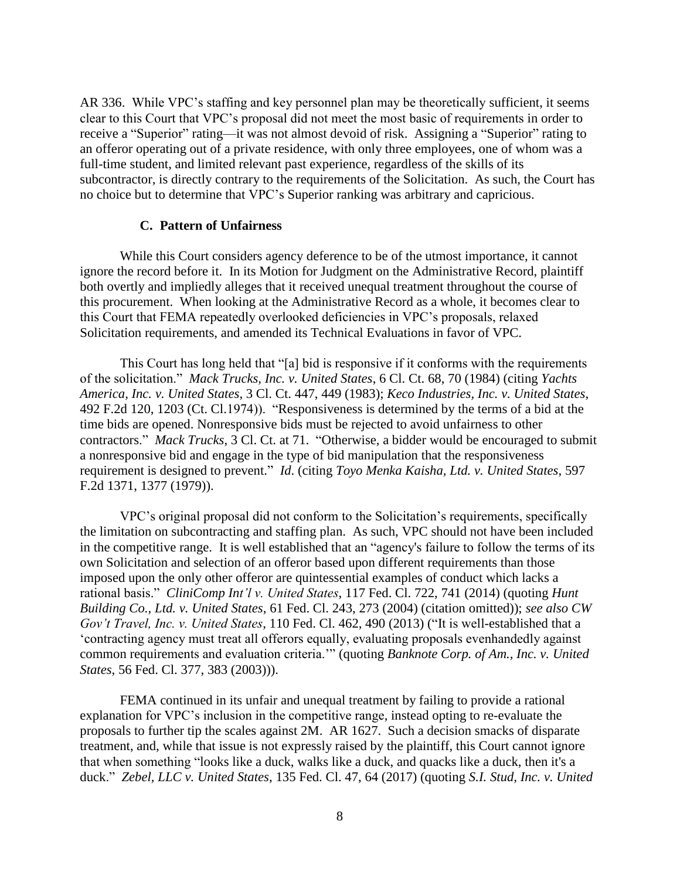AR 336. While VPC's staffing and key personnel plan may be theoretically sufficient, it seems clear to this Court that VPC's proposal did not meet the most basic of requirements in order to receive a "Superior" rating—it was not almost devoid of risk. Assigning a "Superior" rating to an offeror operating out of a private residence, with only three employees, one of whom was a full-time student, and limited relevant past experience, regardless of the skills of its subcontractor, is directly contrary to the requirements of the Solicitation. As such, the Court has no choice but to determine that VPC's Superior ranking was arbitrary and capricious.

### C. Pattern of Unfairness

While this Court considers agency deference to be of the utmost importance, it cannot ignore the record before it. In its Motion for Judgment on the Administrative Record, plaintiff both overtly and impliedly alleges that it received unequal treatment throughout the course of this procurement. When looking at the Administrative Record as a whole, it becomes clear to this Court that FEMA repeatedly overlooked deficiencies in VPC's proposals, relaxed Solicitation requirements, and amended its Technical Evaluations in favor of VPC.

This Court has long held that "[a] bid is responsive if it conforms with the requirements of the solicitation." *Mack Trucks, Inc. v. United States*, 6 Cl. Ct. 68, 70 (1984) (citing *Yachts America, Inc. v. United States*, 3 Cl. Ct. 447, 449 (1983); *Keco Industries, Inc. v. United States*, 492 F.2d 120, 1203 (Ct. Cl.1974)). "Responsiveness is determined by the terms of a bid at the time bids are opened. Nonresponsive bids must be rejected to avoid unfairness to other contractors." *Mack Trucks*, 3 Cl. Ct. at 71. "Otherwise, a bidder would be encouraged to submit a nonresponsive bid and engage in the type of bid manipulation that the responsiveness requirement is designed to prevent." *Id*. (citing *Toyo Menka Kaisha, Ltd. v. United States*, 597 F.2d 1371, 1377 (1979)).

VPC's original proposal did not conform to the Solicitation's requirements, specifically the limitation on subcontracting and staffing plan. As such, VPC should not have been included in the competitive range. It is well established that an "agency's failure to follow the terms of its own Solicitation and selection of an offeror based upon different requirements than those imposed upon the only other offeror are quintessential examples of conduct which lacks a rational basis." *CliniComp Int'l v. United States*, 117 Fed. Cl. 722, 741 (2014) (quoting *Hunt Building Co., Ltd. v. United States*, 61 Fed. Cl. 243, 273 (2004) (citation omitted)); *see also CW Gov't Travel, Inc. v. United States*, 110 Fed. Cl. 462, 490 (2013) ("It is well-established that a 'contracting agency must treat all offerors equally, evaluating proposals evenhandedly against common requirements and evaluation criteria.'" (quoting *Banknote Corp. of Am., Inc. v. United States*, 56 Fed. Cl. 377, 383 (2003))).

FEMA continued in its unfair and unequal treatment by failing to provide a rational explanation for VPC's inclusion in the competitive range, instead opting to re-evaluate the proposals to further tip the scales against 2M. AR 1627. Such a decision smacks of disparate treatment, and, while that issue is not expressly raised by the plaintiff, this Court cannot ignore that when something "looks like a duck, walks like a duck, and quacks like a duck, then it's a duck." *Zebel, LLC v. United States*, 135 Fed. Cl. 47, 64 (2017) (quoting *S.I. Stud, Inc. v. United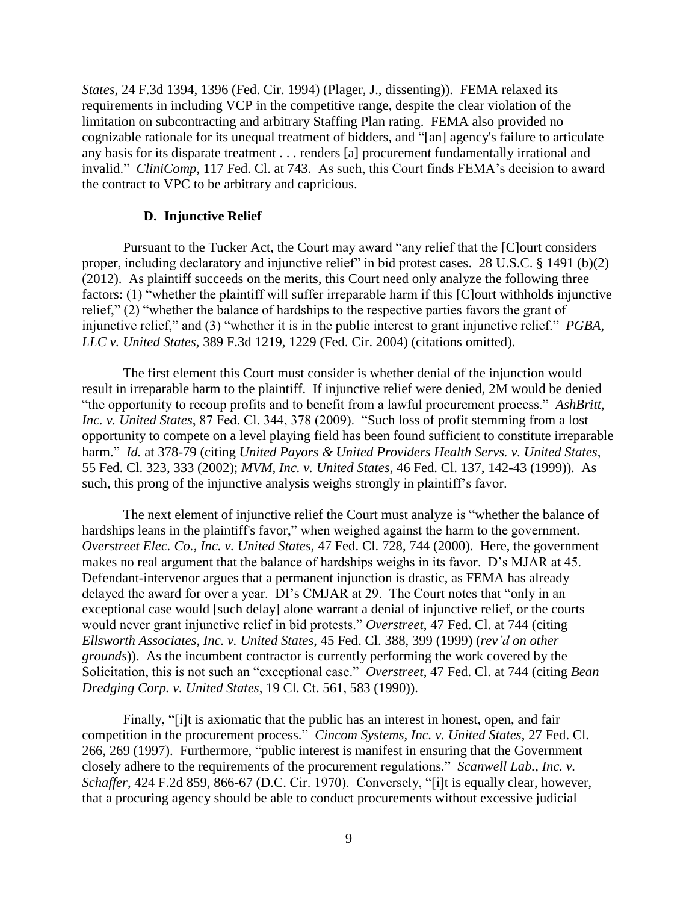*States*, 24 F.3d 1394, 1396 (Fed. Cir. 1994) (Plager, J., dissenting)). FEMA relaxed its requirements in including VCP in the competitive range, despite the clear violation of the limitation on subcontracting and arbitrary Staffing Plan rating. FEMA also provided no cognizable rationale for its unequal treatment of bidders, and "[an] agency's failure to articulate any basis for its disparate treatment . . . renders [a] procurement fundamentally irrational and invalid." *CliniComp*, 117 Fed. Cl. at 743. As such, this Court finds FEMA's decision to award the contract to VPC to be arbitrary and capricious.

### D. Injunctive Relief

Pursuant to the Tucker Act, the Court may award "any relief that the [C]ourt considers proper, including declaratory and injunctive relief" in bid protest cases. 28 U.S.C. § 1491 (b)(2) (2012). As plaintiff succeeds on the merits, this Court need only analyze the following three factors: (1) "whether the plaintiff will suffer irreparable harm if this [C]ourt withholds injunctive relief," (2) "whether the balance of hardships to the respective parties favors the grant of injunctive relief," and (3) "whether it is in the public interest to grant injunctive relief." *PGBA, LLC v. United States*, 389 F.3d 1219, 1229 (Fed. Cir. 2004) (citations omitted).

The first element this Court must consider is whether denial of the injunction would result in irreparable harm to the plaintiff. If injunctive relief were denied, 2M would be denied "the opportunity to recoup profits and to benefit from a lawful procurement process." *AshBritt, Inc. v. United States*, 87 Fed. Cl. 344, 378 (2009). "Such loss of profit stemming from a lost opportunity to compete on a level playing field has been found sufficient to constitute irreparable harm." *Id.* at 378-79 (citing *United Payors & United Providers Health Servs. v. United States*, 55 Fed. Cl. 323, 333 (2002); *MVM, Inc. v. United States*, 46 Fed. Cl. 137, 142-43 (1999)). As such, this prong of the injunctive analysis weighs strongly in plaintiff's favor.

The next element of injunctive relief the Court must analyze is "whether the balance of hardships leans in the plaintiff's favor," when weighed against the harm to the government. *Overstreet Elec. Co., Inc. v. United States*, 47 Fed. Cl. 728, 744 (2000). Here, the government makes no real argument that the balance of hardships weighs in its favor. D's MJAR at 45. Defendant-intervenor argues that a permanent injunction is drastic, as FEMA has already delayed the award for over a year. DI's CMJAR at 29. The Court notes that "only in an exceptional case would [such delay] alone warrant a denial of injunctive relief, or the courts would never grant injunctive relief in bid protests." *Overstreet*, 47 Fed. Cl. at 744 (citing *Ellsworth Associates, Inc. v. United States*, 45 Fed. Cl. 388, 399 (1999) (*rev'd on other grounds*)). As the incumbent contractor is currently performing the work covered by the Solicitation, this is not such an "exceptional case." *Overstreet*, 47 Fed. Cl. at 744 (citing *Bean Dredging Corp. v. United States*, 19 Cl. Ct. 561, 583 (1990)).

Finally, "[i]t is axiomatic that the public has an interest in honest, open, and fair competition in the procurement process." *Cincom Systems, Inc. v. United States*, 27 Fed. Cl. 266, 269 (1997). Furthermore, "public interest is manifest in ensuring that the Government closely adhere to the requirements of the procurement regulations." *Scanwell Lab., Inc. v. Schaffer*, 424 F.2d 859, 866-67 (D.C. Cir. 1970). Conversely, "[i]t is equally clear, however, that a procuring agency should be able to conduct procurements without excessive judicial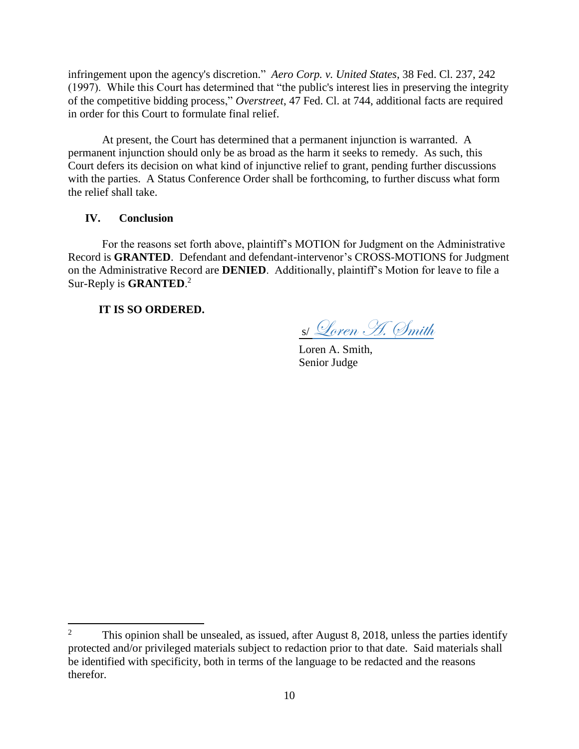infringement upon the agency's discretion." *Aero Corp. v. United States*, 38 Fed. Cl. 237, 242 (1997). While this Court has determined that "the public's interest lies in preserving the integrity of the competitive bidding process," *Overstreet*, 47 Fed. Cl. at 744, additional facts are required in order for this Court to formulate final relief.

At present, the Court has determined that a permanent injunction is warranted. A permanent injunction should only be as broad as the harm it seeks to remedy. As such, this Court defers its decision on what kind of injunctive relief to grant, pending further discussions with the parties. A Status Conference Order shall be forthcoming, to further discuss what form the relief shall take.

## IV. Conclusion

For the reasons set forth above, plaintiff's MOTION for Judgment on the Administrative Record is **GRANTED**. Defendant and defendant-intervenor's CROSS-MOTIONS for Judgment on the Administrative Record are **DENIED**. Additionally, plaintiff's Motion for leave to file a Sur-Reply is **GRANTED**.[2]

**IT IS SO ORDERED.**

s/ Loren A. Smith

Loren A. Smith,
Senior Judge

---

[2] This opinion shall be unsealed, as issued, after August 8, 2018, unless the parties identify protected and/or privileged materials subject to redaction prior to that date. Said materials shall be identified with specificity, both in terms of the language to be redacted and the reasons therefor.